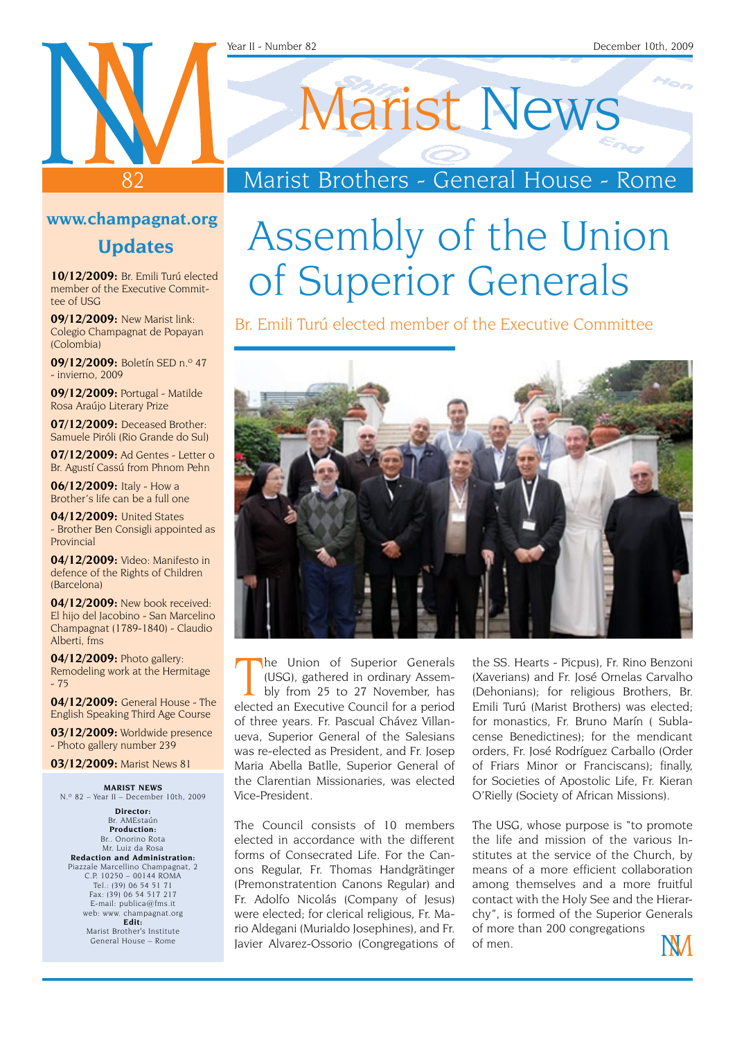# Marist News

## Marist Brothers - General House - Rome

Year II - Number 82

December 10th, 2009

**www.champagnat.org**

## Updates

**10/12/2009:** Br. Emili Turú elected member of the Executive Committee of USG

**09/12/2009:** New Marist link: Colegio Champagnat de Popayan (Colombia)

**09/12/2009:** Boletín SED n.º 47 - invierno, 2009

**09/12/2009:** Portugal - Matilde Rosa Araújo Literary Prize

**07/12/2009:** Deceased Brother: Samuele Piróli (Rio Grande do Sul)

**07/12/2009:** Ad Gentes - Letter o Br. Agustí Cassú from Phnom Pehn

**06/12/2009:** Italy - How a Brother's life can be a full one

**04/12/2009:** United States - Brother Ben Consigli appointed as Provincial

**04/12/2009:** Video: Manifesto in defence of the Rights of Children (Barcelona)

**04/12/2009:** New book received: El hijo del Jacobino - San Marcelino Champagnat (1789-1840) - Claudio Alberti, fms

**04/12/2009:** Photo gallery: Remodeling work at the Hermitage - 75

**04/12/2009:** General House - The English Speaking Third Age Course

**03/12/2009:** Worldwide presence - Photo gallery number 239

**03/12/2009:** Marist News 81

**MARIST NEWS**
N.º 82 – Year II – December 10th, 2009

**Director:**
Br. AMEstaún
**Production:**
Br.. Onorino Rota
Mr. Luiz da Rosa
**Redaction and Administration:**
Piazzale Marcellino Champagnat, 2
C.P. 10250 – 00144 ROMA
Tel.: (39) 06 54 51 71
Fax: (39) 06 54 517 217
E-mail: publica@fms.it
web: www. champagnat.org
**Edit:**
Marist Brother's Institute
General House – Rome

# Assembly of the Union of Superior Generals

### Br. Emili Turú elected member of the Executive Committee

The Union of Superior Generals (USG), gathered in ordinary Assembly from 25 to 27 November, has elected an Executive Council for a period of three years. Fr. Pascual Chávez Villanueva, Superior General of the Salesians was re-elected as President, and Fr. Josep Maria Abella Batlle, Superior General of the Clarentian Missionaries, was elected Vice-President.

The Council consists of 10 members elected in accordance with the different forms of Consecrated Life. For the Canons Regular, Fr. Thomas Handgrätinger (Premonstratention Canons Regular) and Fr. Adolfo Nicolás (Company of Jesus) were elected; for clerical religious, Fr. Mario Aldegani (Murialdo Josephines), and Fr. Javier Alvarez-Ossorio (Congregations of the SS. Hearts - Picpus), Fr. Rino Benzoni (Xaverians) and Fr. José Ornelas Carvalho (Dehonians); for religious Brothers, Br. Emili Turú (Marist Brothers) was elected; for monastics, Fr. Bruno Marín ( Sublacense Benedictines); for the mendicant orders, Fr. José Rodríguez Carballo (Order of Friars Minor or Franciscans); finally, for Societies of Apostolic Life, Fr. Kieran O'Rielly (Society of African Missions).

The USG, whose purpose is "to promote the life and mission of the various Institutes at the service of the Church, by means of a more efficient collaboration among themselves and a more fruitful contact with the Holy See and the Hierarchy", is formed of the Superior Generals of more than 200 congregations of men.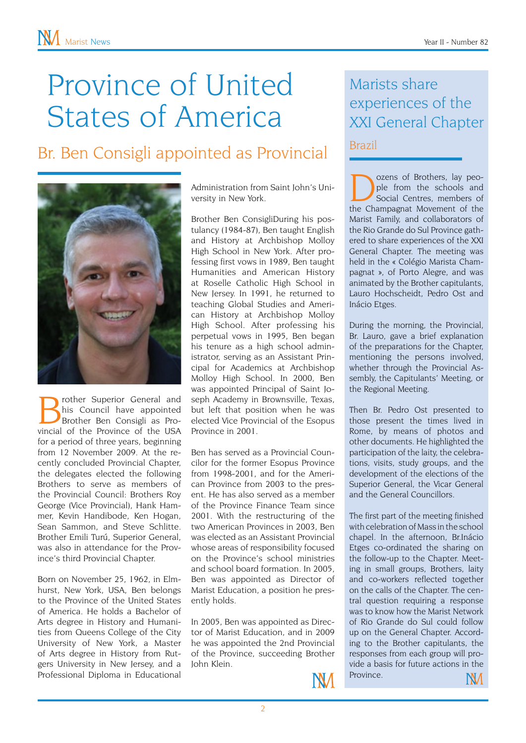# Province of United States of America

## Br. Ben Consigli appointed as Provincial

Brother Superior General and his Council have appointed Brother Ben Consigli as Provincial of the Province of the USA for a period of three years, beginning from 12 November 2009. At the recently concluded Provincial Chapter, the delegates elected the following Brothers to serve as members of the Provincial Council: Brothers Roy George (Vice Provincial), Hank Hammer, Kevin Handibode, Ken Hogan, Sean Sammon, and Steve Schlitte. Brother Emili Turú, Superior General, was also in attendance for the Province's third Provincial Chapter.

Born on November 25, 1962, in Elmhurst, New York, USA, Ben belongs to the Province of the United States of America. He holds a Bachelor of Arts degree in History and Humanities from Queens College of the City University of New York, a Master of Arts degree in History from Rutgers University in New Jersey, and a Professional Diploma in Educational Administration from Saint John's University in New York.

Brother Ben ConsigliDuring his postulancy (1984-87), Ben taught English and History at Archbishop Molloy High School in New York. After professing first vows in 1989, Ben taught Humanities and American History at Roselle Catholic High School in New Jersey. In 1991, he returned to teaching Global Studies and American History at Archbishop Molloy High School. After professing his perpetual vows in 1995, Ben began his tenure as a high school administrator, serving as an Assistant Principal for Academics at Archbishop Molloy High School. In 2000, Ben was appointed Principal of Saint Joseph Academy in Brownsville, Texas, but left that position when he was elected Vice Provincial of the Esopus Province in 2001.

Ben has served as a Provincial Councilor for the former Esopus Province from 1998-2001, and for the American Province from 2003 to the present. He has also served as a member of the Province Finance Team since 2001. With the restructuring of the two American Provinces in 2003, Ben was elected as an Assistant Provincial whose areas of responsibility focused on the Province's school ministries and school board formation. In 2005, Ben was appointed as Director of Marist Education, a position he presently holds.

In 2005, Ben was appointed as Director of Marist Education, and in 2009 he was appointed the 2nd Provincial of the Province, succeeding Brother John Klein.

# Marists share experiences of the XXI General Chapter

## Brazil

Dozens of Brothers, lay people from the schools and Social Centres, members of the Champagnat Movement of the Marist Family, and collaborators of the Rio Grande do Sul Province gathered to share experiences of the XXI General Chapter. The meeting was held in the « Colégio Marista Champagnat », of Porto Alegre, and was animated by the Brother capitulants, Lauro Hochscheidt, Pedro Ost and Inácio Etges.

During the morning, the Provincial, Br. Lauro, gave a brief explanation of the preparations for the Chapter, mentioning the persons involved, whether through the Provincial Assembly, the Capitulants' Meeting, or the Regional Meeting.

Then Br. Pedro Ost presented to those present the times lived in Rome, by means of photos and other documents. He highlighted the participation of the laity, the celebrations, visits, study groups, and the development of the elections of the Superior General, the Vicar General and the General Councillors.

The first part of the meeting finished with celebration of Mass in the school chapel. In the afternoon, Br.Inácio Etges co-ordinated the sharing on the follow-up to the Chapter. Meeting in small groups, Brothers, laity and co-workers reflected together on the calls of the Chapter. The central question requiring a response was to know how the Marist Network of Rio Grande do Sul could follow up on the General Chapter. According to the Brother capitulants, the responses from each group will provide a basis for future actions in the Province.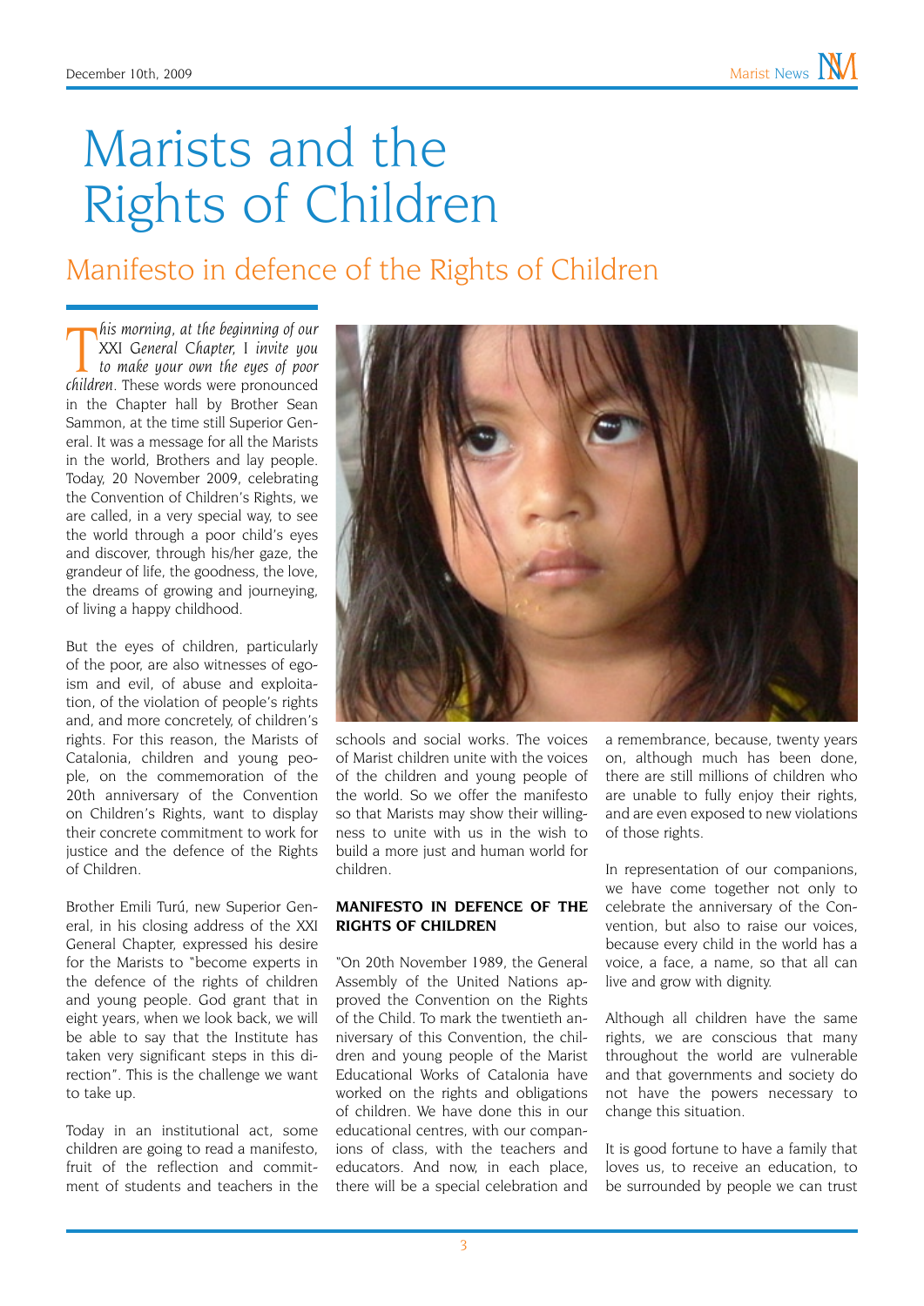# Marists and the Rights of Children

## Manifesto in defence of the Rights of Children

*This morning, at the beginning of our XXI General Chapter, I invite you to make your own the eyes of poor children*. These words were pronounced in the Chapter hall by Brother Sean Sammon, at the time still Superior General. It was a message for all the Marists in the world, Brothers and lay people. Today, 20 November 2009, celebrating the Convention of Children's Rights, we are called, in a very special way, to see the world through a poor child's eyes and discover, through his/her gaze, the grandeur of life, the goodness, the love, the dreams of growing and journeying, of living a happy childhood.

But the eyes of children, particularly of the poor, are also witnesses of egoism and evil, of abuse and exploitation, of the violation of people's rights and, and more concretely, of children's rights. For this reason, the Marists of Catalonia, children and young people, on the commemoration of the 20th anniversary of the Convention on Children's Rights, want to display their concrete commitment to work for justice and the defence of the Rights of Children.

Brother Emili Turú, new Superior General, in his closing address of the XXI General Chapter, expressed his desire for the Marists to "become experts in the defence of the rights of children and young people. God grant that in eight years, when we look back, we will be able to say that the Institute has taken very significant steps in this direction". This is the challenge we want to take up.

Today in an institutional act, some children are going to read a manifesto, fruit of the reflection and commitment of students and teachers in the schools and social works. The voices of Marist children unite with the voices of the children and young people of the world. So we offer the manifesto so that Marists may show their willingness to unite with us in the wish to build a more just and human world for children.

**MANIFESTO IN DEFENCE OF THE RIGHTS OF CHILDREN**

"On 20th November 1989, the General Assembly of the United Nations approved the Convention on the Rights of the Child. To mark the twentieth anniversary of this Convention, the children and young people of the Marist Educational Works of Catalonia have worked on the rights and obligations of children. We have done this in our educational centres, with our companions of class, with the teachers and educators. And now, in each place, there will be a special celebration and a remembrance, because, twenty years on, although much has been done, there are still millions of children who are unable to fully enjoy their rights, and are even exposed to new violations of those rights.

In representation of our companions, we have come together not only to celebrate the anniversary of the Convention, but also to raise our voices, because every child in the world has a voice, a face, a name, so that all can live and grow with dignity.

Although all children have the same rights, we are conscious that many throughout the world are vulnerable and that governments and society do not have the powers necessary to change this situation.

It is good fortune to have a family that loves us, to receive an education, to be surrounded by people we can trust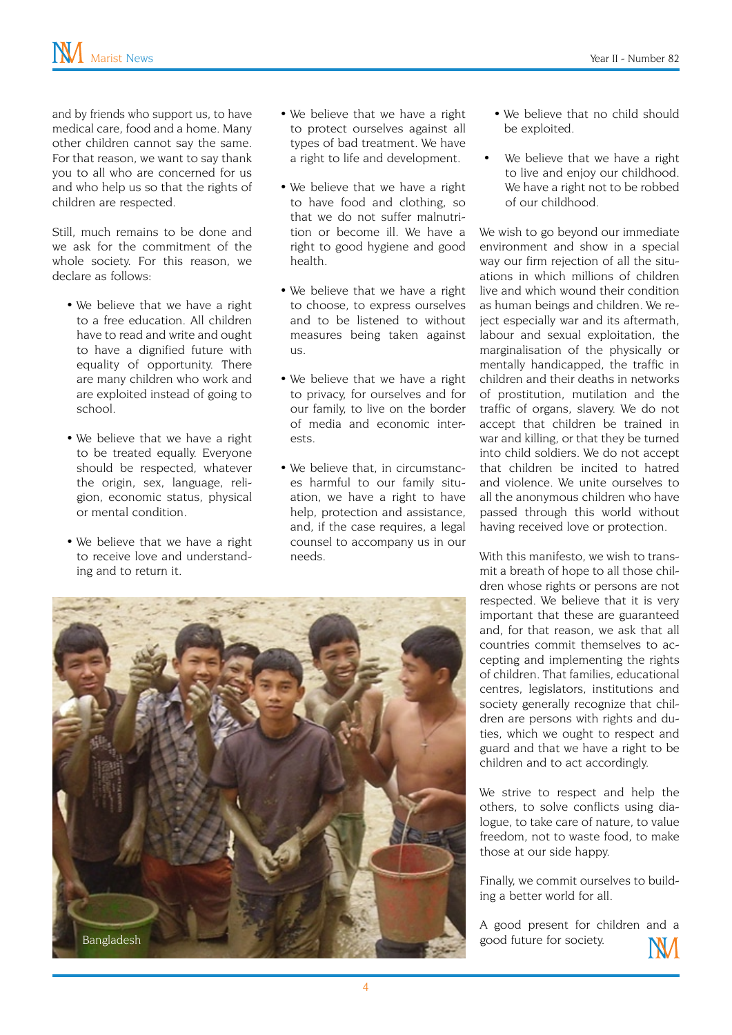and by friends who support us, to have medical care, food and a home. Many other children cannot say the same. For that reason, we want to say thank you to all who are concerned for us and who help us so that the rights of children are respected.

Still, much remains to be done and we ask for the commitment of the whole society. For this reason, we declare as follows:

- We believe that we have a right to a free education. All children have to read and write and ought to have a dignified future with equality of opportunity. There are many children who work and are exploited instead of going to school.

- We believe that we have a right to be treated equally. Everyone should be respected, whatever the origin, sex, language, religion, economic status, physical or mental condition.

- We believe that we have a right to receive love and understanding and to return it.

- We believe that we have a right to protect ourselves against all types of bad treatment. We have a right to life and development.

- We believe that we have a right to have food and clothing, so that we do not suffer malnutrition or become ill. We have a right to good hygiene and good health.

- We believe that we have a right to choose, to express ourselves and to be listened to without measures being taken against us.

- We believe that we have a right to privacy, for ourselves and for our family, to live on the border of media and economic interests.

- We believe that, in circumstances harmful to our family situation, we have a right to have help, protection and assistance, and, if the case requires, a legal counsel to accompany us in our needs.

- We believe that no child should be exploited.

- We believe that we have a right to live and enjoy our childhood. We have a right not to be robbed of our childhood.

We wish to go beyond our immediate environment and show in a special way our firm rejection of all the situations in which millions of children live and which wound their condition as human beings and children. We reject especially war and its aftermath, labour and sexual exploitation, the marginalisation of the physically or mentally handicapped, the traffic in children and their deaths in networks of prostitution, mutilation and the traffic of organs, slavery. We do not accept that children be trained in war and killing, or that they be turned into child soldiers. We do not accept that children be incited to hatred and violence. We unite ourselves to all the anonymous children who have passed through this world without having received love or protection.

With this manifesto, we wish to transmit a breath of hope to all those children whose rights or persons are not respected. We believe that it is very important that these are guaranteed and, for that reason, we ask that all countries commit themselves to accepting and implementing the rights of children. That families, educational centres, legislators, institutions and society generally recognize that children are persons with rights and duties, which we ought to respect and guard and that we have a right to be children and to act accordingly.

We strive to respect and help the others, to solve conflicts using dialogue, to take care of nature, to value freedom, not to waste food, to make those at our side happy.

Finally, we commit ourselves to building a better world for all.

A good present for children and a good future for society.

Bangladesh